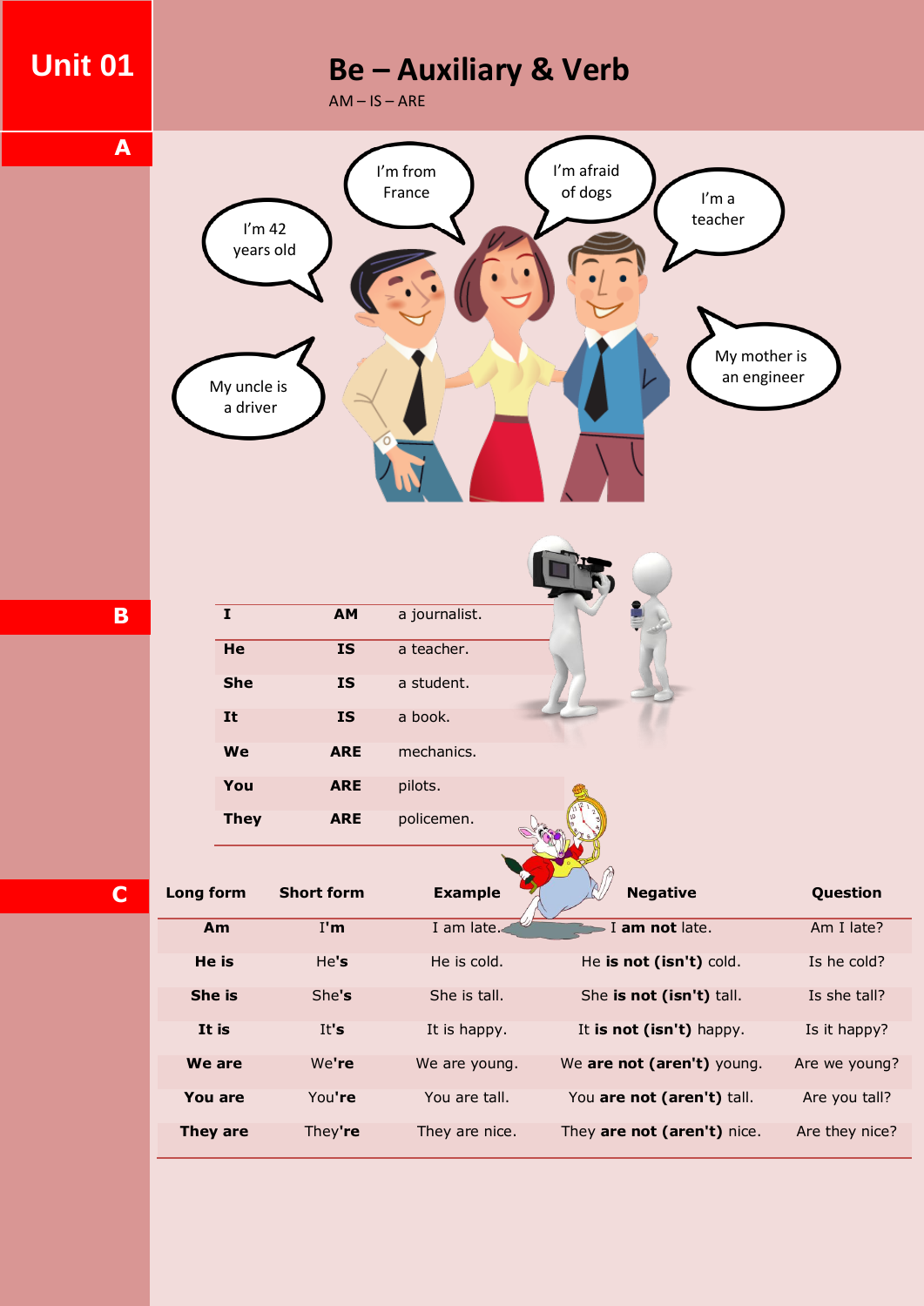# Unit 01

## Be – Auxiliary & Verb

AM – IS – ARE

### A

I'm 42 years old

I'm from France

I'm afraid of dogs

I'm a teacher

My uncle is a driver

My mother is an engineer

### B

| I | AM | a journalist. |
|---|---|---|
| He | IS | a teacher. |
| She | IS | a student. |
| It | IS | a book. |
| We | ARE | mechanics. |
| You | ARE | pilots. |
| They | ARE | policemen. |

### C

| Long form | Short form | Example | Negative | Question |
|---|---|---|---|---|
| **Am** | I'**m** | I am late. | I **am not** late. | Am I late? |
| **He is** | He'**s** | He is cold. | He **is not (isn't)** cold. | Is he cold? |
| **She is** | She'**s** | She is tall. | She **is not (isn't)** tall. | Is she tall? |
| **It is** | It'**s** | It is happy. | It **is not (isn't)** happy. | Is it happy? |
| **We are** | We'**re** | We are young. | We **are not (aren't)** young. | Are we young? |
| **You are** | You'**re** | You are tall. | You **are not (aren't)** tall. | Are you tall? |
| **They are** | They'**re** | They are nice. | They **are not (aren't)** nice. | Are they nice? |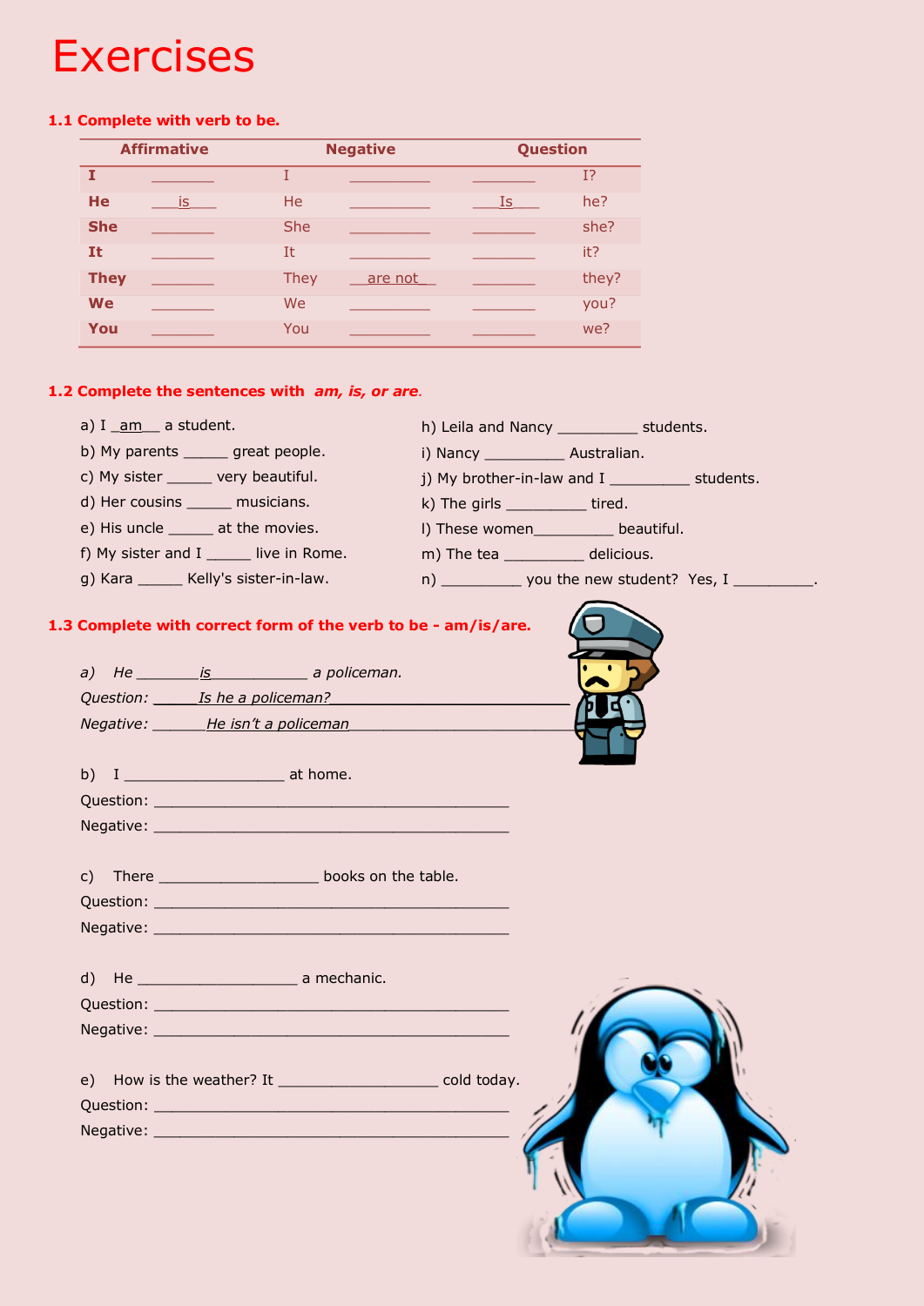# Exercises

**1.1 Complete with verb to be.**

| Affirmative | | Negative | | Question | |
|---|---|---|---|---|---|
| **I** | ________ | I | __________ | ________ | I? |
| **He** | ___is___ | He | __________ | ___Is___ | he? |
| **She** | ________ | She | __________ | ________ | she? |
| **It** | ________ | It | __________ | ________ | it? |
| **They** | ________ | They | __are not__ | ________ | they? |
| **We** | ________ | We | __________ | ________ | you? |
| **You** | ________ | You | __________ | ________ | we? |

**1.2 Complete the sentences with *am, is, or are*.**

a) I _am__ a student.

b) My parents _____ great people.

c) My sister _____ very beautiful.

d) Her cousins _____ musicians.

e) His uncle _____ at the movies.

f) My sister and I _____ live in Rome.

g) Kara _____ Kelly's sister-in-law.

h) Leila and Nancy _________ students.

i) Nancy _________ Australian.

j) My brother-in-law and I _________ students.

k) The girls _________ tired.

l) These women_________ beautiful.

m) The tea _________ delicious.

n) _________ you the new student? Yes, I _________.

**1.3 Complete with correct form of the verb to be - am/is/are.**

*a) He _______is___________ a policeman.*

*Question: _____Is he a policeman?___________________________*

*Negative: ______He isn't a policeman___________________________*

b) I __________________ at home.

Question: __________________________________________

Negative: __________________________________________

c) There __________________ books on the table.

Question: __________________________________________

Negative: __________________________________________

d) He __________________ a mechanic.

Question: __________________________________________

Negative: __________________________________________

e) How is the weather? It __________________ cold today.

Question: __________________________________________

Negative: __________________________________________